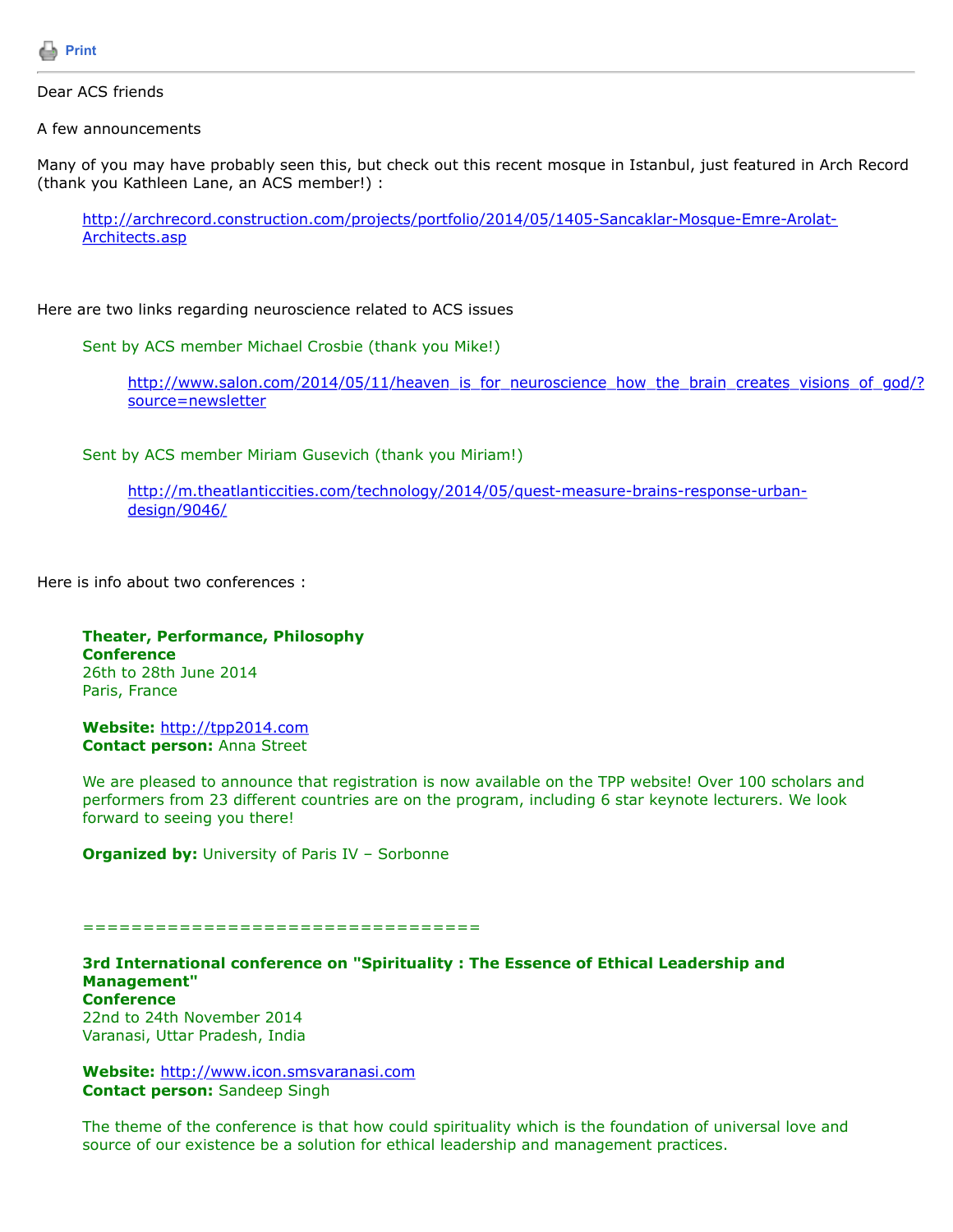Print

---

Dear ACS friends

A few announcements

Many of you may have probably seen this, but check out this recent mosque in Istanbul, just featured in Arch Record (thank you Kathleen Lane, an ACS member!) :

> http://archrecord.construction.com/projects/portfolio/2014/05/1405-Sancaklar-Mosque-Emre-Arolat-Architects.asp

Here are two links regarding neuroscience related to ACS issues

> Sent by ACS member Michael Crosbie (thank you Mike!)
>
> > http://www.salon.com/2014/05/11/heaven_is_for_neuroscience_how_the_brain_creates_visions_of_god/?source=newsletter
>
> Sent by ACS member Miriam Gusevich (thank you Miriam!)
>
> > http://m.theatlanticcities.com/technology/2014/05/quest-measure-brains-response-urban-design/9046/

Here is info about two conferences :

> **Theater, Performance, Philosophy**
> **Conference**
> 26th to 28th June 2014
> Paris, France
>
> **Website:** http://tpp2014.com
> **Contact person:** Anna Street
>
> We are pleased to announce that registration is now available on the TPP website! Over 100 scholars and performers from 23 different countries are on the program, including 6 star keynote lecturers. We look forward to seeing you there!
>
> **Organized by:** University of Paris IV – Sorbonne
>
> ================================
>
> **3rd International conference on "Spirituality : The Essence of Ethical Leadership and Management"**
> **Conference**
> 22nd to 24th November 2014
> Varanasi, Uttar Pradesh, India
>
> **Website:** http://www.icon.smsvaranasi.com
> **Contact person:** Sandeep Singh
>
> The theme of the conference is that how could spirituality which is the foundation of universal love and source of our existence be a solution for ethical leadership and management practices.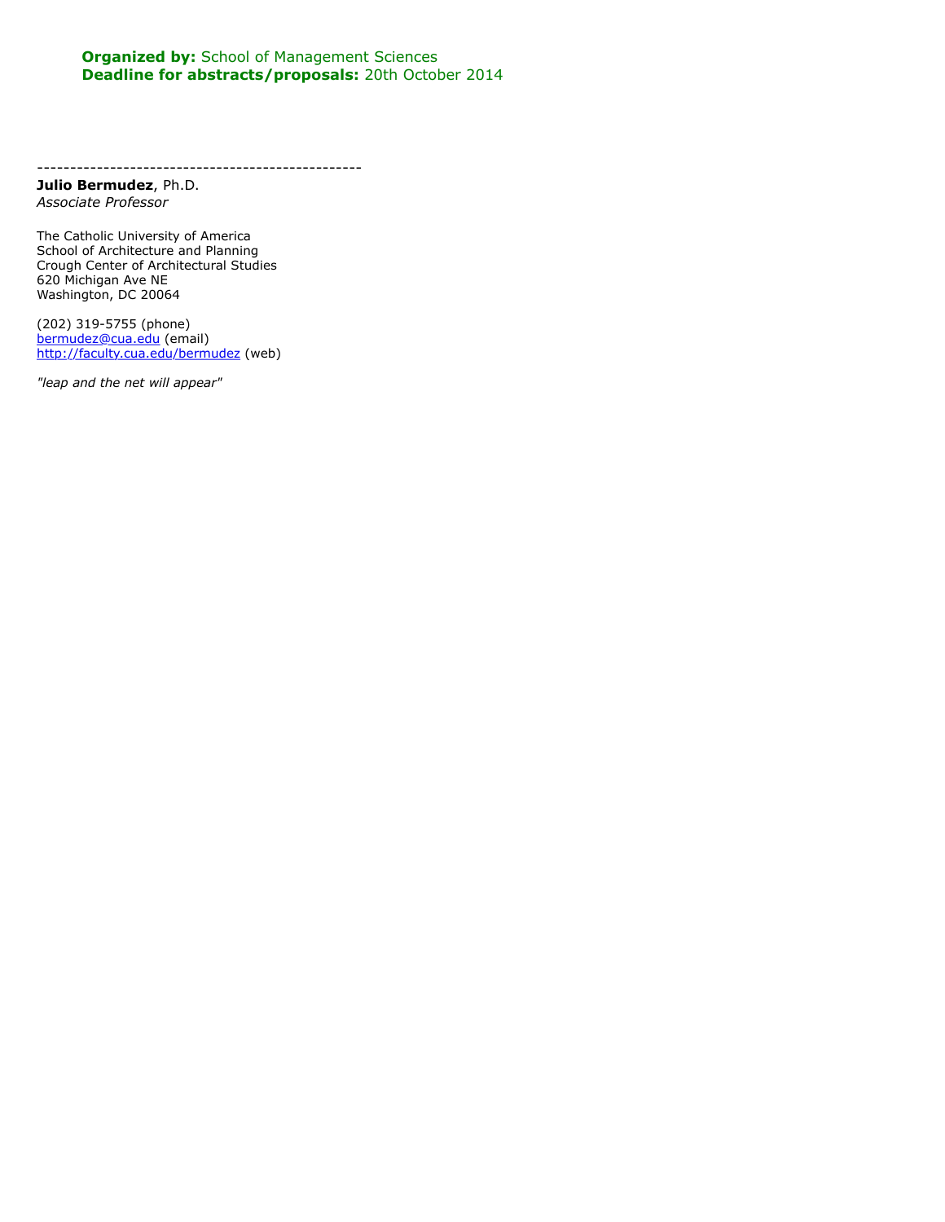**Organized by:** School of Management Sciences
**Deadline for abstracts/proposals:** 20th October 2014

-------------------------------------------------
**Julio Bermudez**, Ph.D.
*Associate Professor*

The Catholic University of America
School of Architecture and Planning
Crough Center of Architectural Studies
620 Michigan Ave NE
Washington, DC 20064

(202) 319-5755 (phone)
bermudez@cua.edu (email)
http://faculty.cua.edu/bermudez (web)

*"leap and the net will appear"*